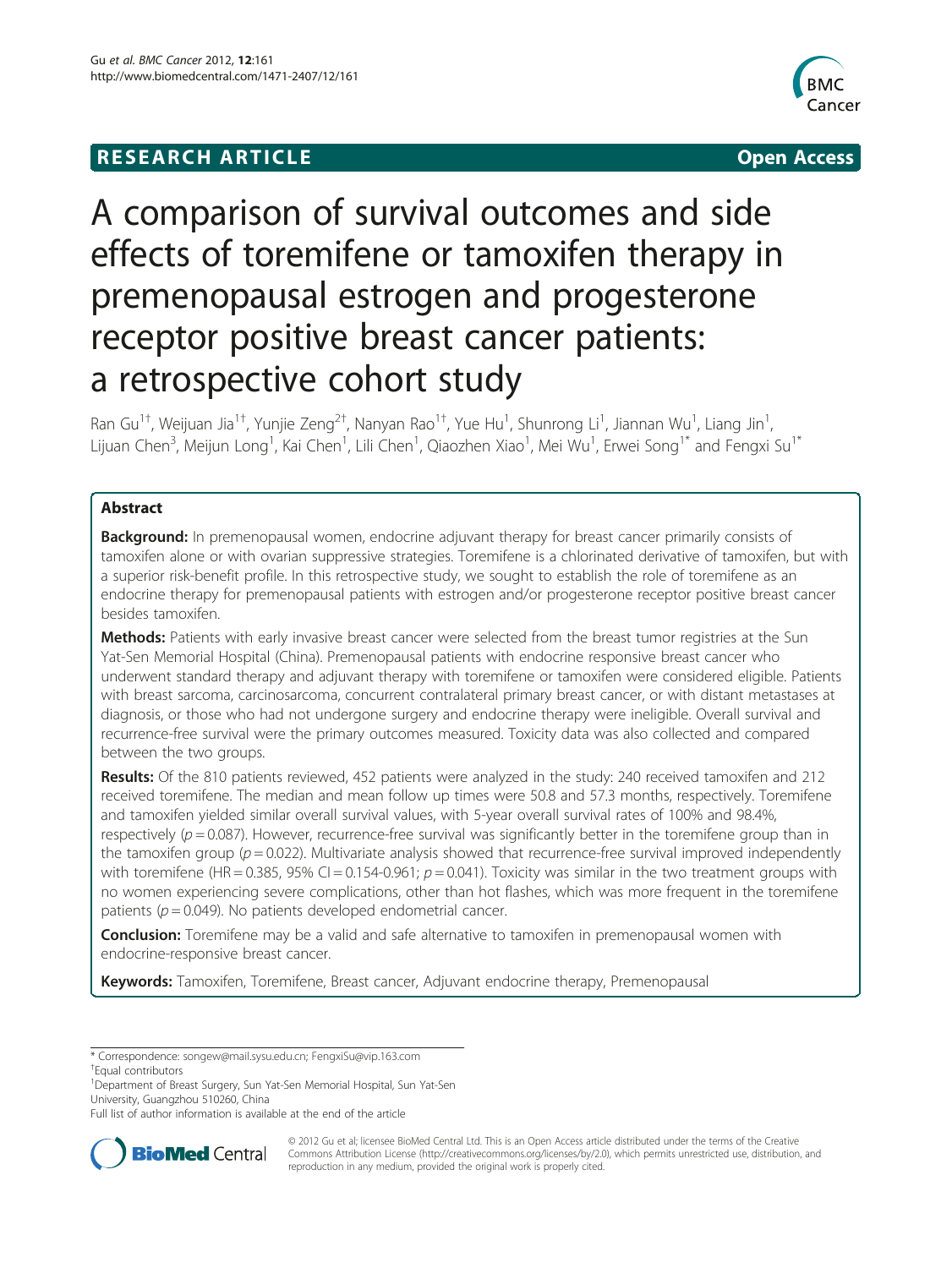**RESEARCH ARTICLE** **Open Access**

# A comparison of survival outcomes and side effects of toremifene or tamoxifen therapy in premenopausal estrogen and progesterone receptor positive breast cancer patients: a retrospective cohort study

Ran Gu[1†], Weijuan Jia[1†], Yunjie Zeng[2†], Nanyan Rao[1†], Yue Hu[1], Shunrong Li[1], Jiannan Wu[1], Liang Jin[1], Lijuan Chen[3], Meijun Long[1], Kai Chen[1], Lili Chen[1], Qiaozhen Xiao[1], Mei Wu[1], Erwei Song[1*] and Fengxi Su[1*]

## Abstract

**Background:** In premenopausal women, endocrine adjuvant therapy for breast cancer primarily consists of tamoxifen alone or with ovarian suppressive strategies. Toremifene is a chlorinated derivative of tamoxifen, but with a superior risk-benefit profile. In this retrospective study, we sought to establish the role of toremifene as an endocrine therapy for premenopausal patients with estrogen and/or progesterone receptor positive breast cancer besides tamoxifen.

**Methods:** Patients with early invasive breast cancer were selected from the breast tumor registries at the Sun Yat-Sen Memorial Hospital (China). Premenopausal patients with endocrine responsive breast cancer who underwent standard therapy and adjuvant therapy with toremifene or tamoxifen were considered eligible. Patients with breast sarcoma, carcinosarcoma, concurrent contralateral primary breast cancer, or with distant metastases at diagnosis, or those who had not undergone surgery and endocrine therapy were ineligible. Overall survival and recurrence-free survival were the primary outcomes measured. Toxicity data was also collected and compared between the two groups.

**Results:** Of the 810 patients reviewed, 452 patients were analyzed in the study: 240 received tamoxifen and 212 received toremifene. The median and mean follow up times were 50.8 and 57.3 months, respectively. Toremifene and tamoxifen yielded similar overall survival values, with 5-year overall survival rates of 100% and 98.4%, respectively ($p = 0.087$). However, recurrence-free survival was significantly better in the toremifene group than in the tamoxifen group ($p = 0.022$). Multivariate analysis showed that recurrence-free survival improved independently with toremifene (HR = 0.385, 95% CI = 0.154-0.961; $p = 0.041$). Toxicity was similar in the two treatment groups with no women experiencing severe complications, other than hot flashes, which was more frequent in the toremifene patients ($p = 0.049$). No patients developed endometrial cancer.

**Conclusion:** Toremifene may be a valid and safe alternative to tamoxifen in premenopausal women with endocrine-responsive breast cancer.

**Keywords:** Tamoxifen, Toremifene, Breast cancer, Adjuvant endocrine therapy, Premenopausal

---

\* Correspondence: songew@mail.sysu.edu.cn; FengxiSu@vip.163.com
† Equal contributors
[1] Department of Breast Surgery, Sun Yat-Sen Memorial Hospital, Sun Yat-Sen University, Guangzhou 510260, China
Full list of author information is available at the end of the article

© 2012 Gu et al; licensee BioMed Central Ltd. This is an Open Access article distributed under the terms of the Creative Commons Attribution License (http://creativecommons.org/licenses/by/2.0), which permits unrestricted use, distribution, and reproduction in any medium, provided the original work is properly cited.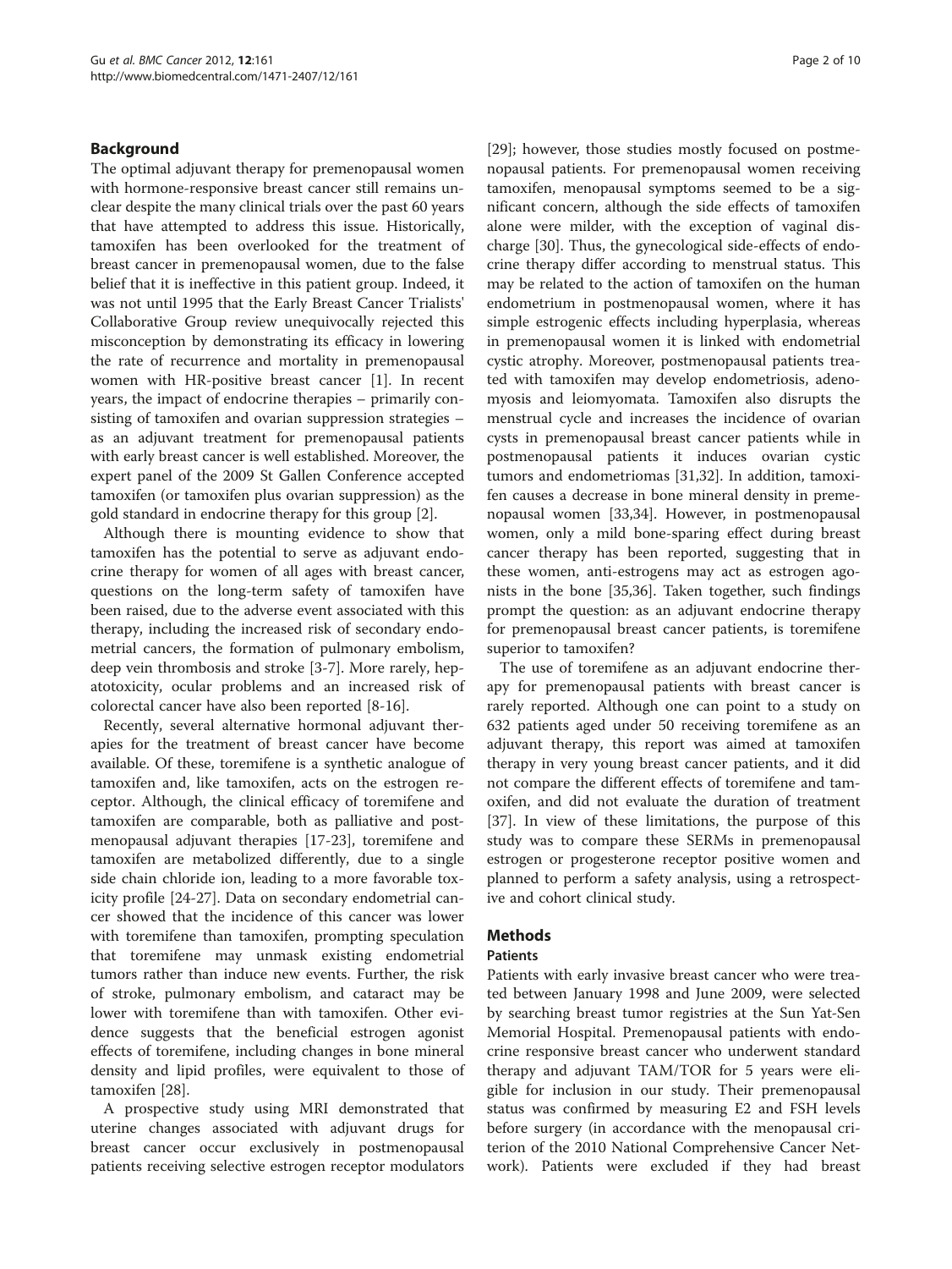## Background

The optimal adjuvant therapy for premenopausal women with hormone-responsive breast cancer still remains unclear despite the many clinical trials over the past 60 years that have attempted to address this issue. Historically, tamoxifen has been overlooked for the treatment of breast cancer in premenopausal women, due to the false belief that it is ineffective in this patient group. Indeed, it was not until 1995 that the Early Breast Cancer Trialists' Collaborative Group review unequivocally rejected this misconception by demonstrating its efficacy in lowering the rate of recurrence and mortality in premenopausal women with HR-positive breast cancer [1]. In recent years, the impact of endocrine therapies – primarily consisting of tamoxifen and ovarian suppression strategies – as an adjuvant treatment for premenopausal patients with early breast cancer is well established. Moreover, the expert panel of the 2009 St Gallen Conference accepted tamoxifen (or tamoxifen plus ovarian suppression) as the gold standard in endocrine therapy for this group [2].

Although there is mounting evidence to show that tamoxifen has the potential to serve as adjuvant endocrine therapy for women of all ages with breast cancer, questions on the long-term safety of tamoxifen have been raised, due to the adverse event associated with this therapy, including the increased risk of secondary endometrial cancers, the formation of pulmonary embolism, deep vein thrombosis and stroke [3-7]. More rarely, hepatotoxicity, ocular problems and an increased risk of colorectal cancer have also been reported [8-16].

Recently, several alternative hormonal adjuvant therapies for the treatment of breast cancer have become available. Of these, toremifene is a synthetic analogue of tamoxifen and, like tamoxifen, acts on the estrogen receptor. Although, the clinical efficacy of toremifene and tamoxifen are comparable, both as palliative and postmenopausal adjuvant therapies [17-23], toremifene and tamoxifen are metabolized differently, due to a single side chain chloride ion, leading to a more favorable toxicity profile [24-27]. Data on secondary endometrial cancer showed that the incidence of this cancer was lower with toremifene than tamoxifen, prompting speculation that toremifene may unmask existing endometrial tumors rather than induce new events. Further, the risk of stroke, pulmonary embolism, and cataract may be lower with toremifene than with tamoxifen. Other evidence suggests that the beneficial estrogen agonist effects of toremifene, including changes in bone mineral density and lipid profiles, were equivalent to those of tamoxifen [28].

A prospective study using MRI demonstrated that uterine changes associated with adjuvant drugs for breast cancer occur exclusively in postmenopausal patients receiving selective estrogen receptor modulators [29]; however, those studies mostly focused on postmenopausal patients. For premenopausal women receiving tamoxifen, menopausal symptoms seemed to be a significant concern, although the side effects of tamoxifen alone were milder, with the exception of vaginal discharge [30]. Thus, the gynecological side-effects of endocrine therapy differ according to menstrual status. This may be related to the action of tamoxifen on the human endometrium in postmenopausal women, where it has simple estrogenic effects including hyperplasia, whereas in premenopausal women it is linked with endometrial cystic atrophy. Moreover, postmenopausal patients treated with tamoxifen may develop endometriosis, adenomyosis and leiomyomata. Tamoxifen also disrupts the menstrual cycle and increases the incidence of ovarian cysts in premenopausal breast cancer patients while in postmenopausal patients it induces ovarian cystic tumors and endometriomas [31,32]. In addition, tamoxifen causes a decrease in bone mineral density in premenopausal women [33,34]. However, in postmenopausal women, only a mild bone-sparing effect during breast cancer therapy has been reported, suggesting that in these women, anti-estrogens may act as estrogen agonists in the bone [35,36]. Taken together, such findings prompt the question: as an adjuvant endocrine therapy for premenopausal breast cancer patients, is toremifene superior to tamoxifen?

The use of toremifene as an adjuvant endocrine therapy for premenopausal patients with breast cancer is rarely reported. Although one can point to a study on 632 patients aged under 50 receiving toremifene as an adjuvant therapy, this report was aimed at tamoxifen therapy in very young breast cancer patients, and it did not compare the different effects of toremifene and tamoxifen, and did not evaluate the duration of treatment [37]. In view of these limitations, the purpose of this study was to compare these SERMs in premenopausal estrogen or progesterone receptor positive women and planned to perform a safety analysis, using a retrospective and cohort clinical study.

## Methods

### Patients

Patients with early invasive breast cancer who were treated between January 1998 and June 2009, were selected by searching breast tumor registries at the Sun Yat-Sen Memorial Hospital. Premenopausal patients with endocrine responsive breast cancer who underwent standard therapy and adjuvant TAM/TOR for 5 years were eligible for inclusion in our study. Their premenopausal status was confirmed by measuring E2 and FSH levels before surgery (in accordance with the menopausal criterion of the 2010 National Comprehensive Cancer Network). Patients were excluded if they had breast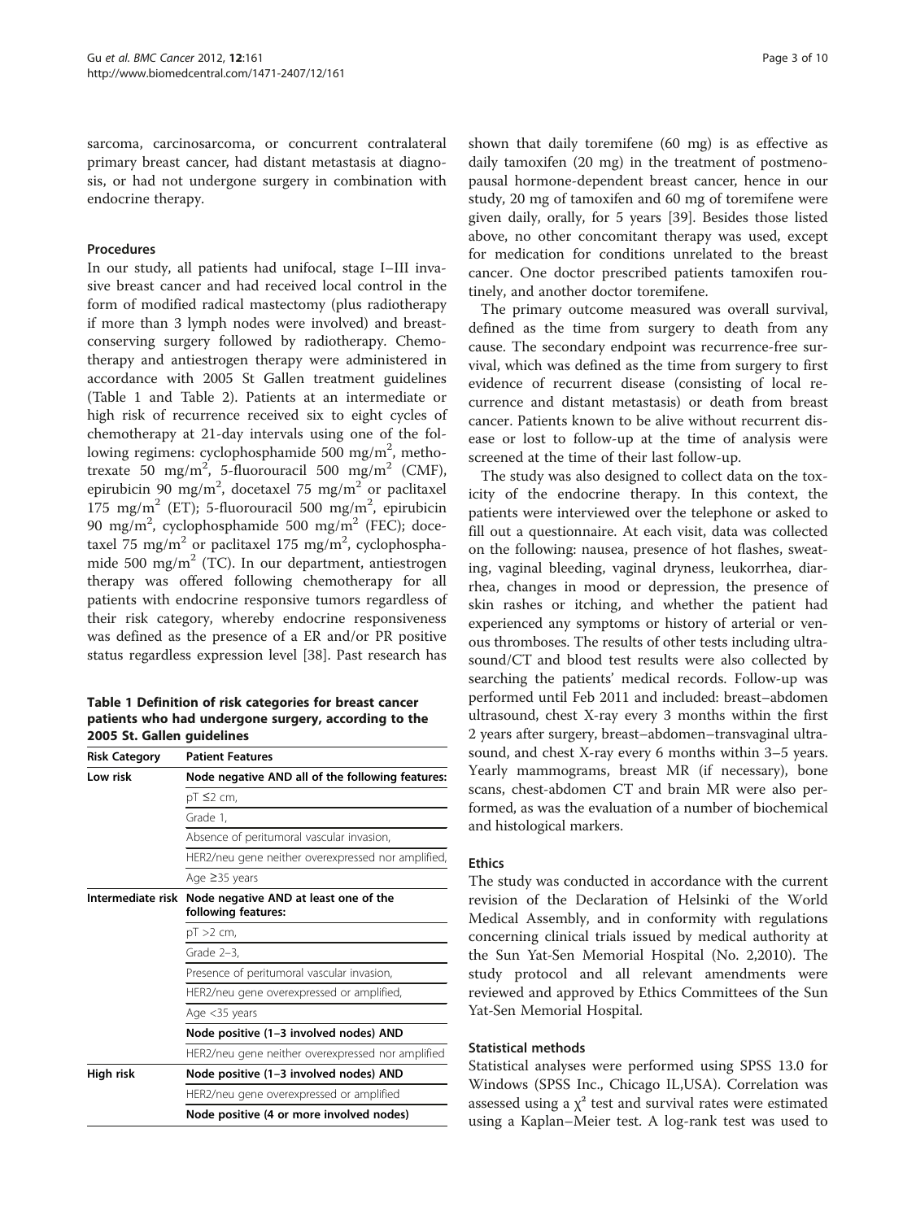sarcoma, carcinosarcoma, or concurrent contralateral primary breast cancer, had distant metastasis at diagnosis, or had not undergone surgery in combination with endocrine therapy.

### Procedures

In our study, all patients had unifocal, stage I–III invasive breast cancer and had received local control in the form of modified radical mastectomy (plus radiotherapy if more than 3 lymph nodes were involved) and breast-conserving surgery followed by radiotherapy. Chemotherapy and antiestrogen therapy were administered in accordance with 2005 St Gallen treatment guidelines (Table 1 and Table 2). Patients at an intermediate or high risk of recurrence received six to eight cycles of chemotherapy at 21-day intervals using one of the following regimens: cyclophosphamide 500 mg/m$^2$, methotrexate 50 mg/m$^2$, 5-fluorouracil 500 mg/m$^2$ (CMF), epirubicin 90 mg/m$^2$, docetaxel 75 mg/m$^2$ or paclitaxel 175 mg/m$^2$ (ET); 5-fluorouracil 500 mg/m$^2$, epirubicin 90 mg/m$^2$, cyclophosphamide 500 mg/m$^2$ (FEC); docetaxel 75 mg/m$^2$ or paclitaxel 175 mg/m$^2$, cyclophosphamide 500 mg/m$^2$ (TC). In our department, antiestrogen therapy was offered following chemotherapy for all patients with endocrine responsive tumors regardless of their risk category, whereby endocrine responsiveness was defined as the presence of a ER and/or PR positive status regardless expression level [38]. Past research has shown that daily toremifene (60 mg) is as effective as daily tamoxifen (20 mg) in the treatment of postmenopausal hormone-dependent breast cancer, hence in our study, 20 mg of tamoxifen and 60 mg of toremifene were given daily, orally, for 5 years [39]. Besides those listed above, no other concomitant therapy was used, except for medication for conditions unrelated to the breast cancer. One doctor prescribed patients tamoxifen routinely, and another doctor toremifene.

**Table 1 Definition of risk categories for breast cancer patients who had undergone surgery, according to the 2005 St. Gallen guidelines**

| Risk Category | Patient Features |
|---|---|
| **Low risk** | **Node negative AND all of the following features:** |
| | pT ≤2 cm, |
| | Grade 1, |
| | Absence of peritumoral vascular invasion, |
| | HER2/neu gene neither overexpressed nor amplified, |
| | Age ≥35 years |
| **Intermediate risk** | **Node negative AND at least one of the following features:** |
| | pT >2 cm, |
| | Grade 2–3, |
| | Presence of peritumoral vascular invasion, |
| | HER2/neu gene overexpressed or amplified, |
| | Age <35 years |
| | **Node positive (1–3 involved nodes) AND** |
| | HER2/neu gene neither overexpressed nor amplified |
| **High risk** | **Node positive (1–3 involved nodes) AND** |
| | HER2/neu gene overexpressed or amplified |
| | **Node positive (4 or more involved nodes)** |

The primary outcome measured was overall survival, defined as the time from surgery to death from any cause. The secondary endpoint was recurrence-free survival, which was defined as the time from surgery to first evidence of recurrent disease (consisting of local recurrence and distant metastasis) or death from breast cancer. Patients known to be alive without recurrent disease or lost to follow-up at the time of analysis were screened at the time of their last follow-up.

The study was also designed to collect data on the toxicity of the endocrine therapy. In this context, the patients were interviewed over the telephone or asked to fill out a questionnaire. At each visit, data was collected on the following: nausea, presence of hot flashes, sweating, vaginal bleeding, vaginal dryness, leukorrhea, diarrhea, changes in mood or depression, the presence of skin rashes or itching, and whether the patient had experienced any symptoms or history of arterial or venous thromboses. The results of other tests including ultrasound/CT and blood test results were also collected by searching the patients' medical records. Follow-up was performed until Feb 2011 and included: breast–abdomen ultrasound, chest X-ray every 3 months within the first 2 years after surgery, breast–abdomen–transvaginal ultrasound, and chest X-ray every 6 months within 3–5 years. Yearly mammograms, breast MR (if necessary), bone scans, chest-abdomen CT and brain MR were also performed, as was the evaluation of a number of biochemical and histological markers.

### Ethics

The study was conducted in accordance with the current revision of the Declaration of Helsinki of the World Medical Assembly, and in conformity with regulations concerning clinical trials issued by medical authority at the Sun Yat-Sen Memorial Hospital (No. 2,2010). The study protocol and all relevant amendments were reviewed and approved by Ethics Committees of the Sun Yat-Sen Memorial Hospital.

### Statistical methods

Statistical analyses were performed using SPSS 13.0 for Windows (SPSS Inc., Chicago IL,USA). Correlation was assessed using a $\chi^2$ test and survival rates were estimated using a Kaplan–Meier test. A log-rank test was used to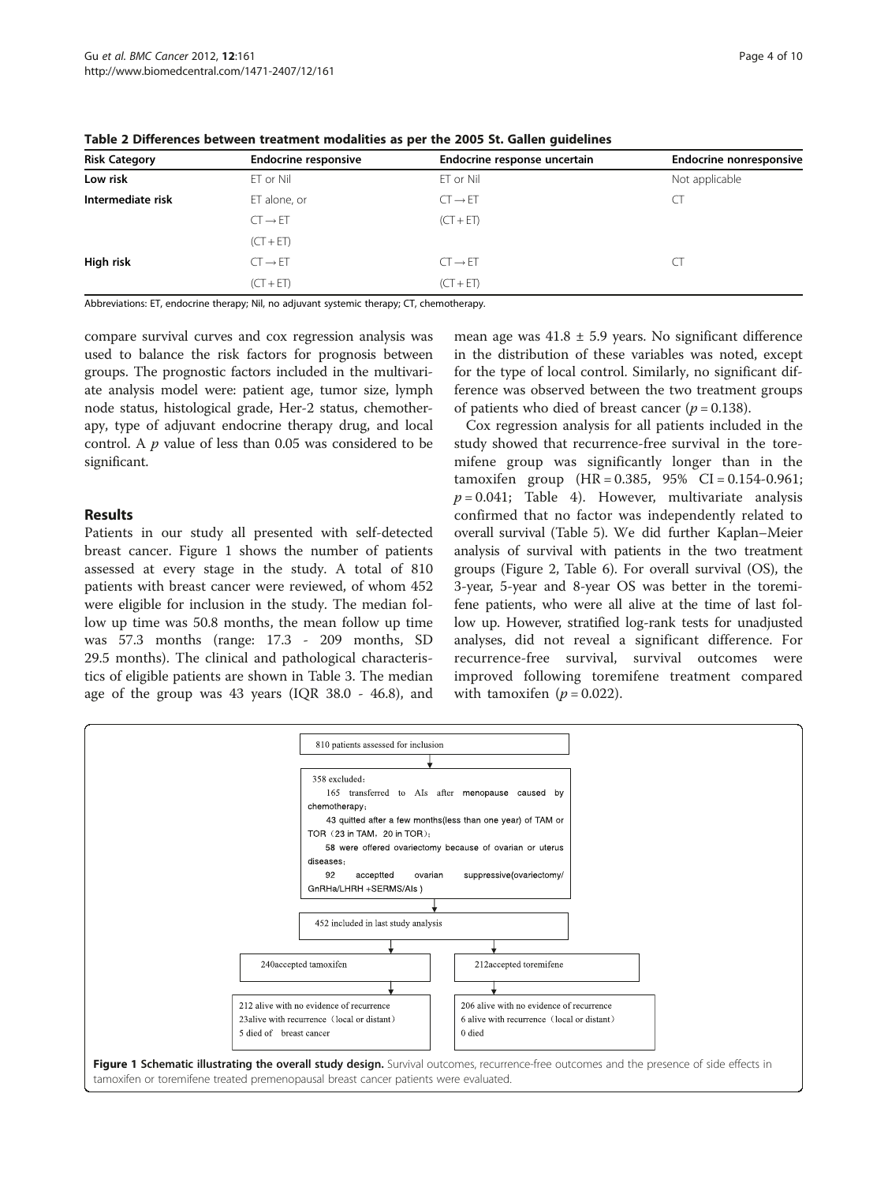**Table 2 Differences between treatment modalities as per the 2005 St. Gallen guidelines**

| Risk Category | Endocrine responsive | Endocrine response uncertain | Endocrine nonresponsive |
|---|---|---|---|
| **Low risk** | ET or Nil | ET or Nil | Not applicable |
| **Intermediate risk** | ET alone, or | CT → ET | CT |
| | CT → ET | (CT + ET) | |
| | (CT + ET) | | |
| **High risk** | CT → ET | CT → ET | CT |
| | (CT + ET) | (CT + ET) | |

Abbreviations: ET, endocrine therapy; Nil, no adjuvant systemic therapy; CT, chemotherapy.

compare survival curves and cox regression analysis was used to balance the risk factors for prognosis between groups. The prognostic factors included in the multivariate analysis model were: patient age, tumor size, lymph node status, histological grade, Her-2 status, chemotherapy, type of adjuvant endocrine therapy drug, and local control. A $p$ value of less than 0.05 was considered to be significant.

## Results

Patients in our study all presented with self-detected breast cancer. Figure 1 shows the number of patients assessed at every stage in the study. A total of 810 patients with breast cancer were reviewed, of whom 452 were eligible for inclusion in the study. The median follow up time was 50.8 months, the mean follow up time was 57.3 months (range: 17.3 - 209 months, SD 29.5 months). The clinical and pathological characteristics of eligible patients are shown in Table 3. The median age of the group was 43 years (IQR 38.0 - 46.8), and mean age was 41.8 ± 5.9 years. No significant difference in the distribution of these variables was noted, except for the type of local control. Similarly, no significant difference was observed between the two treatment groups of patients who died of breast cancer ($p = 0.138$).

Cox regression analysis for all patients included in the study showed that recurrence-free survival in the toremifene group was significantly longer than in the tamoxifen group (HR = 0.385, 95% CI = 0.154-0.961; $p = 0.041$; Table 4). However, multivariate analysis confirmed that no factor was independently related to overall survival (Table 5). We did further Kaplan–Meier analysis of survival with patients in the two treatment groups (Figure 2, Table 6). For overall survival (OS), the 3-year, 5-year and 8-year OS was better in the toremifene patients, who were all alive at the time of last follow up. However, stratified log-rank tests for unadjusted analyses, did not reveal a significant difference. For recurrence-free survival, survival outcomes were improved following toremifene treatment compared with tamoxifen ($p = 0.022$).

810 patients assessed for inclusion

358 excluded:
165 transferred to AIs after menopause caused by chemotherapy;
43 quitted after a few months(less than one year) of TAM or TOR（23 in TAM，20 in TOR）;
58 were offered ovariectomy because of ovarian or uterus diseases;
92 acceptted ovarian suppressive(ovariectomy/GnRHa/LHRH +SERMS/AIs )

452 included in last study analysis

240accepted tamoxifen
- 212 alive with no evidence of recurrence
- 23alive with recurrence（local or distant）
- 5 died of breast cancer

212accepted toremifene
- 206 alive with no evidence of recurrence
- 6 alive with recurrence（local or distant）
- 0 died

**Figure 1 Schematic illustrating the overall study design.** Survival outcomes, recurrence-free outcomes and the presence of side effects in tamoxifen or toremifene treated premenopausal breast cancer patients were evaluated.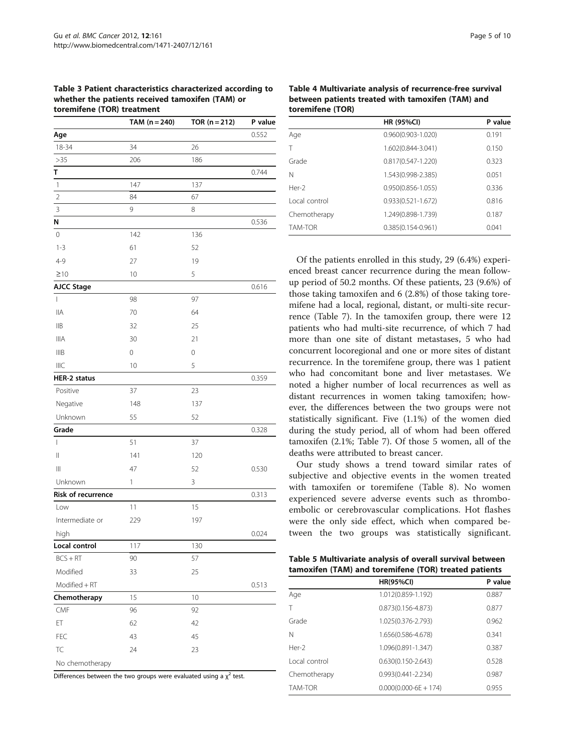**Table 3 Patient characteristics characterized according to whether the patients received tamoxifen (TAM) or toremifene (TOR) treatment**

| | TAM (n = 240) | TOR (n = 212) | P value |
|---|---|---|---|
| **Age** | | | 0.552 |
| 18-34 | 34 | 26 | |
| >35 | 206 | 186 | |
| **T** | | | 0.744 |
| 1 | 147 | 137 | |
| 2 | 84 | 67 | |
| 3 | 9 | 8 | |
| **N** | | | 0.536 |
| 0 | 142 | 136 | |
| 1-3 | 61 | 52 | |
| 4-9 | 27 | 19 | |
| ≥10 | 10 | 5 | |
| **AJCC Stage** | | | 0.616 |
| I | 98 | 97 | |
| IIA | 70 | 64 | |
| IIB | 32 | 25 | |
| IIIA | 30 | 21 | |
| IIIB | 0 | 0 | |
| IIIC | 10 | 5 | |
| **HER-2 status** | | | 0.359 |
| Positive | 37 | 23 | |
| Negative | 148 | 137 | |
| Unknown | 55 | 52 | |
| **Grade** | | | 0.328 |
| I | 51 | 37 | |
| II | 141 | 120 | |
| III | 47 | 52 | 0.530 |
| Unknown | 1 | 3 | |
| **Risk of recurrence** | | | 0.313 |
| Low | 11 | 15 | |
| Intermediate or | 229 | 197 | |
| high | | | 0.024 |
| **Local control** | 117 | 130 | |
| BCS + RT | 90 | 57 | |
| Modified | 33 | 25 | |
| Modified + RT | | | 0.513 |
| **Chemotherapy** | 15 | 10 | |
| CMF | 96 | 92 | |
| ET | 62 | 42 | |
| FEC | 43 | 45 | |
| TC | 24 | 23 | |
| No chemotherapy | | | |

Differences between the two groups were evaluated using a $\chi^2$ test.

**Table 4 Multivariate analysis of recurrence-free survival between patients treated with tamoxifen (TAM) and toremifene (TOR)**

| | HR (95%CI) | P value |
|---|---|---|
| Age | 0.960(0.903-1.020) | 0.191 |
| T | 1.602(0.844-3.041) | 0.150 |
| Grade | 0.817(0.547-1.220) | 0.323 |
| N | 1.543(0.998-2.385) | 0.051 |
| Her-2 | 0.950(0.856-1.055) | 0.336 |
| Local control | 0.933(0.521-1.672) | 0.816 |
| Chemotherapy | 1.249(0.898-1.739) | 0.187 |
| TAM-TOR | 0.385(0.154-0.961) | 0.041 |

Of the patients enrolled in this study, 29 (6.4%) experienced breast cancer recurrence during the mean follow-up period of 50.2 months. Of these patients, 23 (9.6%) of those taking tamoxifen and 6 (2.8%) of those taking toremifene had a local, regional, distant, or multi-site recurrence (Table 7). In the tamoxifen group, there were 12 patients who had multi-site recurrence, of which 7 had more than one site of distant metastases, 5 who had concurrent locoregional and one or more sites of distant recurrence. In the toremifene group, there was 1 patient who had concomitant bone and liver metastases. We noted a higher number of local recurrences as well as distant recurrences in women taking tamoxifen; however, the differences between the two groups were not statistically significant. Five (1.1%) of the women died during the study period, all of whom had been offered tamoxifen (2.1%; Table 7). Of those 5 women, all of the deaths were attributed to breast cancer.

Our study shows a trend toward similar rates of subjective and objective events in the women treated with tamoxifen or toremifene (Table 8). No women experienced severe adverse events such as thromboembolic or cerebrovascular complications. Hot flashes were the only side effect, which when compared between the two groups was statistically significant.

**Table 5 Multivariate analysis of overall survival between tamoxifen (TAM) and toremifene (TOR) treated patients**

| | HR(95%CI) | P value |
|---|---|---|
| Age | 1.012(0.859-1.192) | 0.887 |
| T | 0.873(0.156-4.873) | 0.877 |
| Grade | 1.025(0.376-2.793) | 0.962 |
| N | 1.656(0.586-4.678) | 0.341 |
| Her-2 | 1.096(0.891-1.347) | 0.387 |
| Local control | 0.630(0.150-2.643) | 0.528 |
| Chemotherapy | 0.993(0.441-2.234) | 0.987 |
| TAM-TOR | 0.000(0.000-6E + 174) | 0.955 |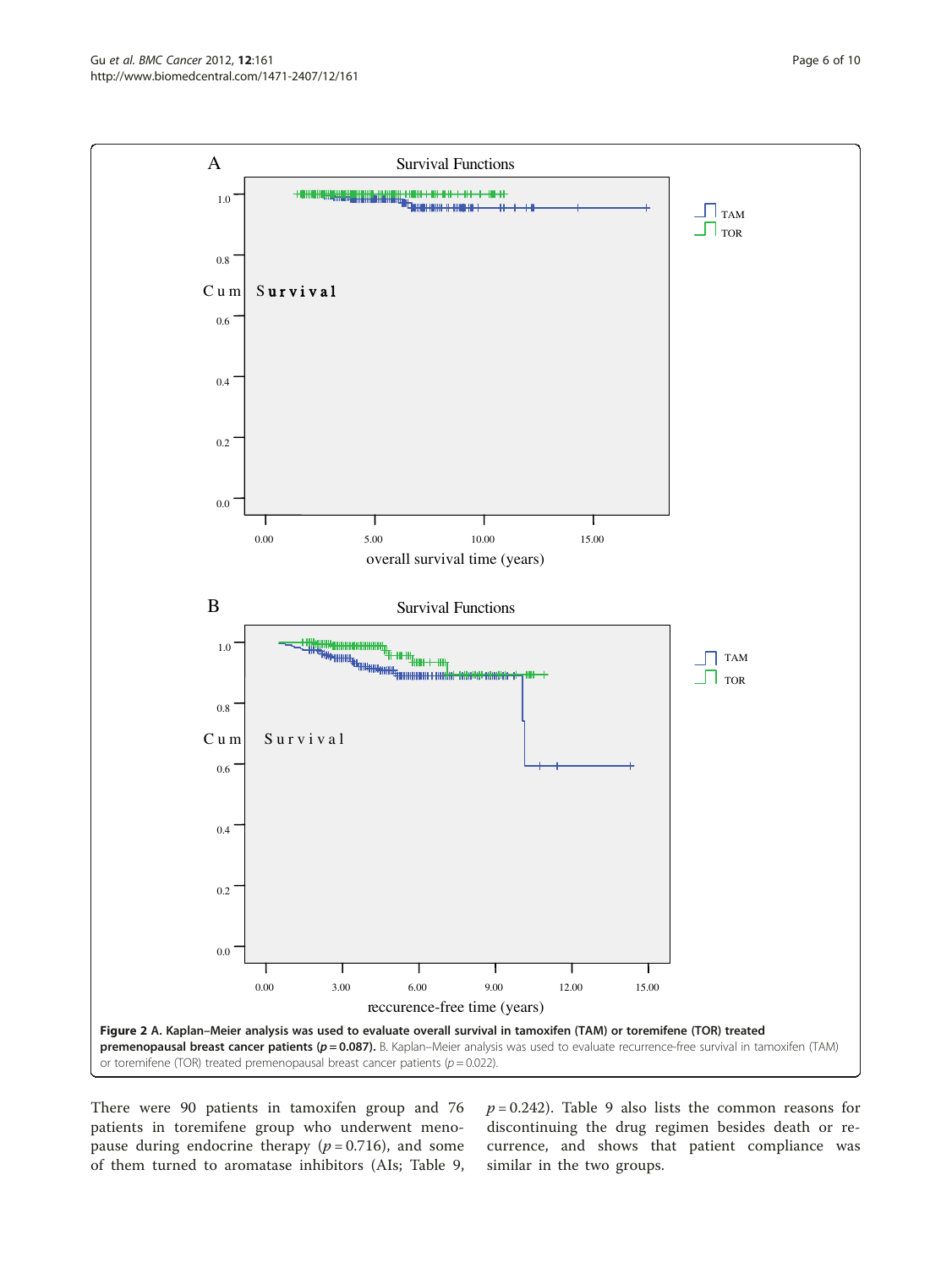**Figure 2 A. Kaplan–Meier analysis was used to evaluate overall survival in tamoxifen (TAM) or toremifene (TOR) treated premenopausal breast cancer patients ($p = 0.087$).** B. Kaplan–Meier analysis was used to evaluate recurrence-free survival in tamoxifen (TAM) or toremifene (TOR) treated premenopausal breast cancer patients ($p = 0.022$).

There were 90 patients in tamoxifen group and 76 patients in toremifene group who underwent menopause during endocrine therapy ($p = 0.716$), and some of them turned to aromatase inhibitors (AIs; Table 9, $p = 0.242$). Table 9 also lists the common reasons for discontinuing the drug regimen besides death or recurrence, and shows that patient compliance was similar in the two groups.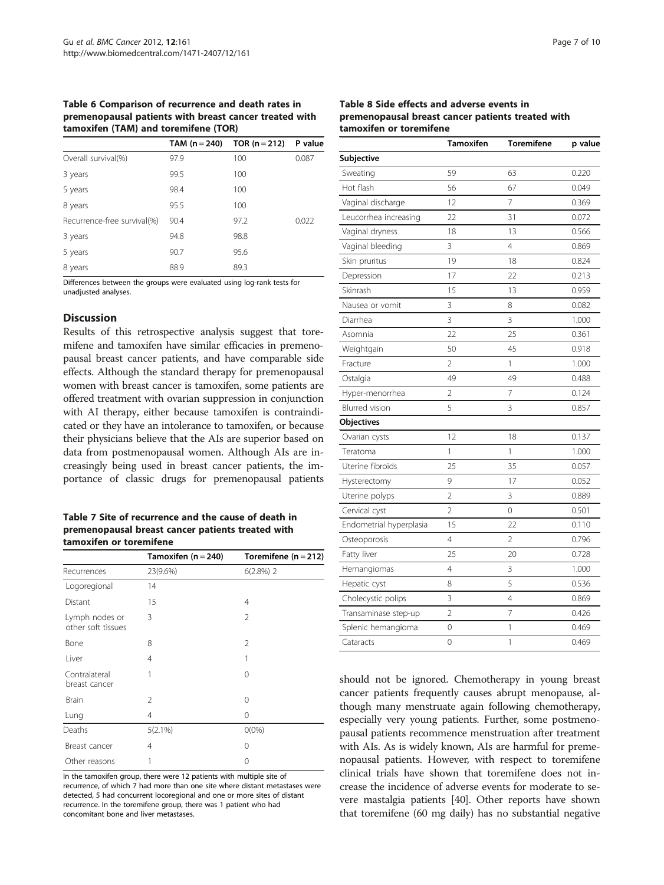**Table 6 Comparison of recurrence and death rates in premenopausal patients with breast cancer treated with tamoxifen (TAM) and toremifene (TOR)**

| | TAM (n = 240) | TOR (n = 212) | P value |
|---|---|---|---|
| Overall survival(%) | 97.9 | 100 | 0.087 |
| 3 years | 99.5 | 100 | |
| 5 years | 98.4 | 100 | |
| 8 years | 95.5 | 100 | |
| Recurrence-free survival(%) | 90.4 | 97.2 | 0.022 |
| 3 years | 94.8 | 98.8 | |
| 5 years | 90.7 | 95.6 | |
| 8 years | 88.9 | 89.3 | |

Differences between the groups were evaluated using log-rank tests for unadjusted analyses.

## Discussion

Results of this retrospective analysis suggest that toremifene and tamoxifen have similar efficacies in premenopausal breast cancer patients, and have comparable side effects. Although the standard therapy for premenopausal women with breast cancer is tamoxifen, some patients are offered treatment with ovarian suppression in conjunction with AI therapy, either because tamoxifen is contraindicated or they have an intolerance to tamoxifen, or because their physicians believe that the AIs are superior based on data from postmenopausal women. Although AIs are increasingly being used in breast cancer patients, the importance of classic drugs for premenopausal patients should not be ignored. Chemotherapy in young breast cancer patients frequently causes abrupt menopause, although many menstruate again following chemotherapy, especially very young patients. Further, some postmenopausal patients recommence menstruation after treatment with AIs. As is widely known, AIs are harmful for premenopausal patients. However, with respect to toremifene clinical trials have shown that toremifene does not increase the incidence of adverse events for moderate to severe mastalgia patients [40]. Other reports have shown that toremifene (60 mg daily) has no substantial negative

**Table 7 Site of recurrence and the cause of death in premenopausal breast cancer patients treated with tamoxifen or toremifene**

| | Tamoxifen (n = 240) | Toremifene (n = 212) |
|---|---|---|
| Recurrences | 23(9.6%) | 6(2.8%) 2 |
| Logoregional | 14 | |
| Distant | 15 | 4 |
| Lymph nodes or other soft tissues | 3 | 2 |
| Bone | 8 | 2 |
| Liver | 4 | 1 |
| Contralateral breast cancer | 1 | 0 |
| Brain | 2 | 0 |
| Lung | 4 | 0 |
| Deaths | 5(2.1%) | 0(0%) |
| Breast cancer | 4 | 0 |
| Other reasons | 1 | 0 |

In the tamoxifen group, there were 12 patients with multiple site of recurrence, of which 7 had more than one site where distant metastases were detected, 5 had concurrent locoregional and one or more sites of distant recurrence. In the toremifene group, there was 1 patient who had concomitant bone and liver metastases.

**Table 8 Side effects and adverse events in premenopausal breast cancer patients treated with tamoxifen or toremifene**

| | Tamoxifen | Toremifene | p value |
|---|---|---|---|
| **Subjective** | | | |
| Sweating | 59 | 63 | 0.220 |
| Hot flash | 56 | 67 | 0.049 |
| Vaginal discharge | 12 | 7 | 0.369 |
| Leucorrhea increasing | 22 | 31 | 0.072 |
| Vaginal dryness | 18 | 13 | 0.566 |
| Vaginal bleeding | 3 | 4 | 0.869 |
| Skin pruritus | 19 | 18 | 0.824 |
| Depression | 17 | 22 | 0.213 |
| Skinrash | 15 | 13 | 0.959 |
| Nausea or vomit | 3 | 8 | 0.082 |
| Diarrhea | 3 | 3 | 1.000 |
| Asomnia | 22 | 25 | 0.361 |
| Weightgain | 50 | 45 | 0.918 |
| Fracture | 2 | 1 | 1.000 |
| Ostalgia | 49 | 49 | 0.488 |
| Hyper-menorrhea | 2 | 7 | 0.124 |
| Blurred vision | 5 | 3 | 0.857 |
| **Objectives** | | | |
| Ovarian cysts | 12 | 18 | 0.137 |
| Teratoma | 1 | 1 | 1.000 |
| Uterine fibroids | 25 | 35 | 0.057 |
| Hysterectomy | 9 | 17 | 0.052 |
| Uterine polyps | 2 | 3 | 0.889 |
| Cervical cyst | 2 | 0 | 0.501 |
| Endometrial hyperplasia | 15 | 22 | 0.110 |
| Osteoporosis | 4 | 2 | 0.796 |
| Fatty liver | 25 | 20 | 0.728 |
| Hemangiomas | 4 | 3 | 1.000 |
| Hepatic cyst | 8 | 5 | 0.536 |
| Cholecystic polips | 3 | 4 | 0.869 |
| Transaminase step-up | 2 | 7 | 0.426 |
| Splenic hemangioma | 0 | 1 | 0.469 |
| Cataracts | 0 | 1 | 0.469 |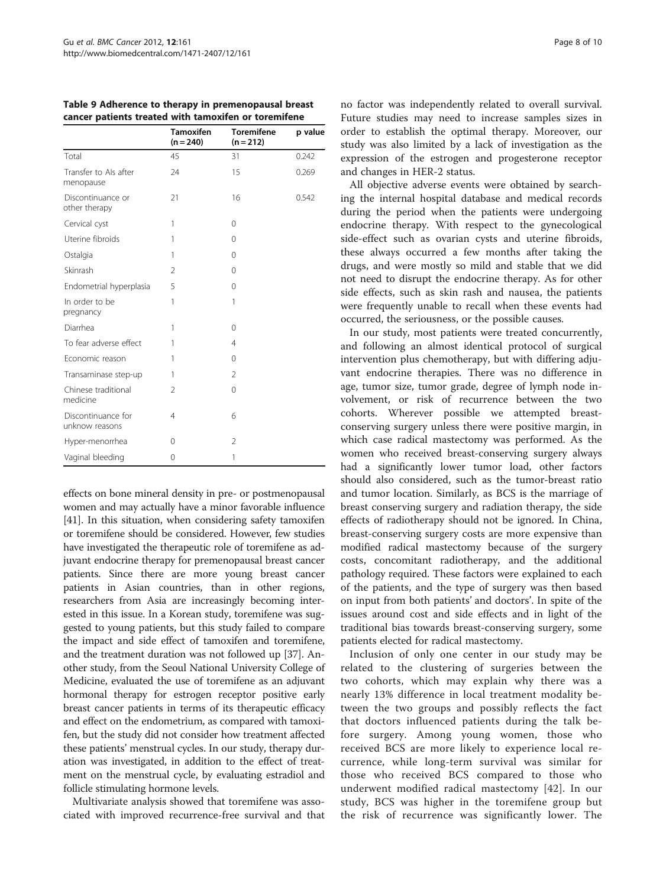**Table 9 Adherence to therapy in premenopausal breast cancer patients treated with tamoxifen or toremifene**

| | Tamoxifen (n = 240) | Toremifene (n = 212) | p value |
|---|---|---|---|
| Total | 45 | 31 | 0.242 |
| Transfer to AIs after menopause | 24 | 15 | 0.269 |
| Discontinuance or other therapy | 21 | 16 | 0.542 |
| Cervical cyst | 1 | 0 | |
| Uterine fibroids | 1 | 0 | |
| Ostalgia | 1 | 0 | |
| Skinrash | 2 | 0 | |
| Endometrial hyperplasia | 5 | 0 | |
| In order to be pregnancy | 1 | 1 | |
| Diarrhea | 1 | 0 | |
| To fear adverse effect | 1 | 4 | |
| Economic reason | 1 | 0 | |
| Transaminase step-up | 1 | 2 | |
| Chinese traditional medicine | 2 | 0 | |
| Discontinuance for unknow reasons | 4 | 6 | |
| Hyper-menorrhea | 0 | 2 | |
| Vaginal bleeding | 0 | 1 | |

effects on bone mineral density in pre- or postmenopausal women and may actually have a minor favorable influence [41]. In this situation, when considering safety tamoxifen or toremifene should be considered. However, few studies have investigated the therapeutic role of toremifene as adjuvant endocrine therapy for premenopausal breast cancer patients. Since there are more young breast cancer patients in Asian countries, than in other regions, researchers from Asia are increasingly becoming interested in this issue. In a Korean study, toremifene was suggested to young patients, but this study failed to compare the impact and side effect of tamoxifen and toremifene, and the treatment duration was not followed up [37]. Another study, from the Seoul National University College of Medicine, evaluated the use of toremifene as an adjuvant hormonal therapy for estrogen receptor positive early breast cancer patients in terms of its therapeutic efficacy and effect on the endometrium, as compared with tamoxifen, but the study did not consider how treatment affected these patients' menstrual cycles. In our study, therapy duration was investigated, in addition to the effect of treatment on the menstrual cycle, by evaluating estradiol and follicle stimulating hormone levels.

Multivariate analysis showed that toremifene was associated with improved recurrence-free survival and that no factor was independently related to overall survival. Future studies may need to increase samples sizes in order to establish the optimal therapy. Moreover, our study was also limited by a lack of investigation as the expression of the estrogen and progesterone receptor and changes in HER-2 status.

All objective adverse events were obtained by searching the internal hospital database and medical records during the period when the patients were undergoing endocrine therapy. With respect to the gynecological side-effect such as ovarian cysts and uterine fibroids, these always occurred a few months after taking the drugs, and were mostly so mild and stable that we did not need to disrupt the endocrine therapy. As for other side effects, such as skin rash and nausea, the patients were frequently unable to recall when these events had occurred, the seriousness, or the possible causes.

In our study, most patients were treated concurrently, and following an almost identical protocol of surgical intervention plus chemotherapy, but with differing adjuvant endocrine therapies. There was no difference in age, tumor size, tumor grade, degree of lymph node involvement, or risk of recurrence between the two cohorts. Wherever possible we attempted breast-conserving surgery unless there were positive margin, in which case radical mastectomy was performed. As the women who received breast-conserving surgery always had a significantly lower tumor load, other factors should also considered, such as the tumor-breast ratio and tumor location. Similarly, as BCS is the marriage of breast conserving surgery and radiation therapy, the side effects of radiotherapy should not be ignored. In China, breast-conserving surgery costs are more expensive than modified radical mastectomy because of the surgery costs, concomitant radiotherapy, and the additional pathology required. These factors were explained to each of the patients, and the type of surgery was then based on input from both patients' and doctors'. In spite of the issues around cost and side effects and in light of the traditional bias towards breast-conserving surgery, some patients elected for radical mastectomy.

Inclusion of only one center in our study may be related to the clustering of surgeries between the two cohorts, which may explain why there was a nearly 13% difference in local treatment modality between the two groups and possibly reflects the fact that doctors influenced patients during the talk before surgery. Among young women, those who received BCS are more likely to experience local recurrence, while long-term survival was similar for those who received BCS compared to those who underwent modified radical mastectomy [42]. In our study, BCS was higher in the toremifene group but the risk of recurrence was significantly lower. The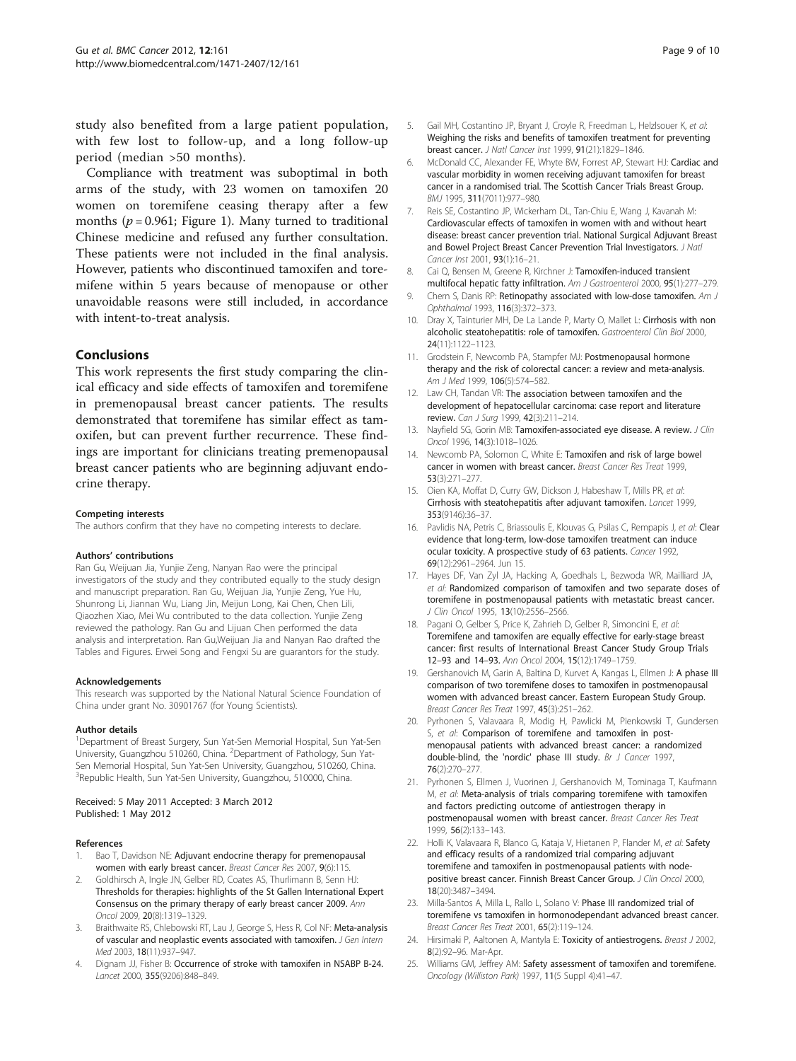study also benefited from a large patient population, with few lost to follow-up, and a long follow-up period (median >50 months).

Compliance with treatment was suboptimal in both arms of the study, with 23 women on tamoxifen 20 women on toremifene ceasing therapy after a few months ($p = 0.961$; Figure 1). Many turned to traditional Chinese medicine and refused any further consultation. These patients were not included in the final analysis. However, patients who discontinued tamoxifen and toremifene within 5 years because of menopause or other unavoidable reasons were still included, in accordance with intent-to-treat analysis.

## Conclusions

This work represents the first study comparing the clinical efficacy and side effects of tamoxifen and toremifene in premenopausal breast cancer patients. The results demonstrated that toremifene has similar effect as tamoxifen, but can prevent further recurrence. These findings are important for clinicians treating premenopausal breast cancer patients who are beginning adjuvant endocrine therapy.

#### Competing interests

The authors confirm that they have no competing interests to declare.

#### Authors' contributions

Ran Gu, Weijuan Jia, Yunjie Zeng, Nanyan Rao were the principal investigators of the study and they contributed equally to the study design and manuscript preparation. Ran Gu, Weijuan Jia, Yunjie Zeng, Yue Hu, Shunrong Li, Jiannan Wu, Liang Jin, Meijun Long, Kai Chen, Chen Lili, Qiaozhen Xiao, Mei Wu contributed to the data collection. Yunjie Zeng reviewed the pathology. Ran Gu and Lijuan Chen performed the data analysis and interpretation. Ran Gu,Weijuan Jia and Nanyan Rao drafted the Tables and Figures. Erwei Song and Fengxi Su are guarantors for the study.

#### Acknowledgements

This research was supported by the National Natural Science Foundation of China under grant No. 30901767 (for Young Scientists).

#### Author details

[1]Department of Breast Surgery, Sun Yat-Sen Memorial Hospital, Sun Yat-Sen University, Guangzhou 510260, China. [2]Department of Pathology, Sun Yat-Sen Memorial Hospital, Sun Yat-Sen University, Guangzhou, 510260, China. [3]Republic Health, Sun Yat-Sen University, Guangzhou, 510000, China.

Received: 5 May 2011 Accepted: 3 March 2012
Published: 1 May 2012

#### References

1. Bao T, Davidson NE: **Adjuvant endocrine therapy for premenopausal women with early breast cancer.** *Breast Cancer Res* 2007, **9**(6):115.
2. Goldhirsch A, Ingle JN, Gelber RD, Coates AS, Thurlimann B, Senn HJ: **Thresholds for therapies: highlights of the St Gallen International Expert Consensus on the primary therapy of early breast cancer 2009.** *Ann Oncol* 2009, **20**(8):1319–1329.
3. Braithwaite RS, Chlebowski RT, Lau J, George S, Hess R, Col NF: **Meta-analysis of vascular and neoplastic events associated with tamoxifen.** *J Gen Intern Med* 2003, **18**(11):937–947.
4. Dignam JJ, Fisher B: **Occurrence of stroke with tamoxifen in NSABP B-24.** *Lancet* 2000, **355**(9206):848–849.
5. Gail MH, Costantino JP, Bryant J, Croyle R, Freedman L, Helzlsouer K, *et al*: **Weighing the risks and benefits of tamoxifen treatment for preventing breast cancer.** *J Natl Cancer Inst* 1999, **91**(21):1829–1846.
6. McDonald CC, Alexander FE, Whyte BW, Forrest AP, Stewart HJ: **Cardiac and vascular morbidity in women receiving adjuvant tamoxifen for breast cancer in a randomised trial. The Scottish Cancer Trials Breast Group.** *BMJ* 1995, **311**(7011):977–980.
7. Reis SE, Costantino JP, Wickerham DL, Tan-Chiu E, Wang J, Kavanah M: **Cardiovascular effects of tamoxifen in women with and without heart disease: breast cancer prevention trial. National Surgical Adjuvant Breast and Bowel Project Breast Cancer Prevention Trial Investigators.** *J Natl Cancer Inst* 2001, **93**(1):16–21.
8. Cai Q, Bensen M, Greene R, Kirchner J: **Tamoxifen-induced transient multifocal hepatic fatty infiltration.** *Am J Gastroenterol* 2000, **95**(1):277–279.
9. Chern S, Danis RP: **Retinopathy associated with low-dose tamoxifen.** *Am J Ophthalmol* 1993, **116**(3):372–373.
10. Dray X, Tainturier MH, De La Lande P, Marty O, Mallet L: **Cirrhosis with non alcoholic steatohepatitis: role of tamoxifen.** *Gastroenterol Clin Biol* 2000, **24**(11):1122–1123.
11. Grodstein F, Newcomb PA, Stampfer MJ: **Postmenopausal hormone therapy and the risk of colorectal cancer: a review and meta-analysis.** *Am J Med* 1999, **106**(5):574–582.
12. Law CH, Tandan VR: **The association between tamoxifen and the development of hepatocellular carcinoma: case report and literature review.** *Can J Surg* 1999, **42**(3):211–214.
13. Nayfield SG, Gorin MB: **Tamoxifen-associated eye disease. A review.** *J Clin Oncol* 1996, **14**(3):1018–1026.
14. Newcomb PA, Solomon C, White E: **Tamoxifen and risk of large bowel cancer in women with breast cancer.** *Breast Cancer Res Treat* 1999, **53**(3):271–277.
15. Oien KA, Moffat D, Curry GW, Dickson J, Habeshaw T, Mills PR, *et al*: **Cirrhosis with steatohepatitis after adjuvant tamoxifen.** *Lancet* 1999, **353**(9146):36–37.
16. Pavlidis NA, Petris C, Briassoulis E, Klouvas G, Psilas C, Rempapis J, *et al*: **Clear evidence that long-term, low-dose tamoxifen treatment can induce ocular toxicity. A prospective study of 63 patients.** *Cancer* 1992, **69**(12):2961–2964. Jun 15.
17. Hayes DF, Van Zyl JA, Hacking A, Goedhals L, Bezwoda WR, Mailliard JA, *et al*: **Randomized comparison of tamoxifen and two separate doses of toremifene in postmenopausal patients with metastatic breast cancer.** *J Clin Oncol* 1995, **13**(10):2556–2566.
18. Pagani O, Gelber S, Price K, Zahrieh D, Gelber R, Simoncini E, *et al*: **Toremifene and tamoxifen are equally effective for early-stage breast cancer: first results of International Breast Cancer Study Group Trials 12–93 and 14–93.** *Ann Oncol* 2004, **15**(12):1749–1759.
19. Gershanovich M, Garin A, Baltina D, Kurvet A, Kangas L, Ellmen J: **A phase III comparison of two toremifene doses to tamoxifen in postmenopausal women with advanced breast cancer. Eastern European Study Group.** *Breast Cancer Res Treat* 1997, **45**(3):251–262.
20. Pyrhonen S, Valavaara R, Modig H, Pawlicki M, Pienkowski T, Gundersen S, *et al*: **Comparison of toremifene and tamoxifen in post-menopausal patients with advanced breast cancer: a randomized double-blind, the 'nordic' phase III study.** *Br J Cancer* 1997, **76**(2):270–277.
21. Pyrhonen S, Ellmen J, Vuorinen J, Gershanovich M, Tominaga T, Kaufmann M, *et al*: **Meta-analysis of trials comparing toremifene with tamoxifen and factors predicting outcome of antiestrogen therapy in postmenopausal women with breast cancer.** *Breast Cancer Res Treat* 1999, **56**(2):133–143.
22. Holli K, Valavaara R, Blanco G, Kataja V, Hietanen P, Flander M, *et al*: **Safety and efficacy results of a randomized trial comparing adjuvant toremifene and tamoxifen in postmenopausal patients with node-positive breast cancer. Finnish Breast Cancer Group.** *J Clin Oncol* 2000, **18**(20):3487–3494.
23. Milla-Santos A, Milla L, Rallo L, Solano V: **Phase III randomized trial of toremifene vs tamoxifen in hormonodependant advanced breast cancer.** *Breast Cancer Res Treat* 2001, **65**(2):119–124.
24. Hirsimaki P, Aaltonen A, Mantyla E: **Toxicity of antiestrogens.** *Breast J* 2002, **8**(2):92–96. Mar-Apr.
25. Williams GM, Jeffrey AM: **Safety assessment of tamoxifen and toremifene.** *Oncology (Williston Park)* 1997, **11**(5 Suppl 4):41–47.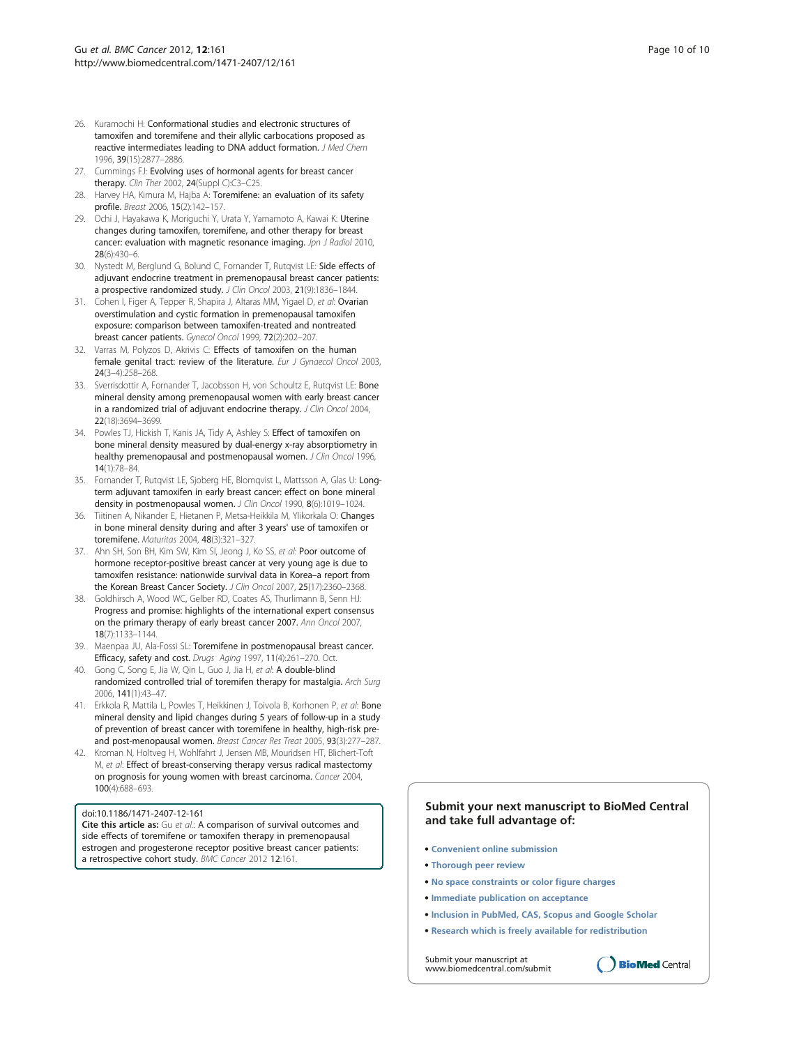26. Kuramochi H: **Conformational studies and electronic structures of tamoxifen and toremifene and their allylic carbocations proposed as reactive intermediates leading to DNA adduct formation.** *J Med Chem* 1996, **39**(15):2877–2886.
27. Cummings FJ: **Evolving uses of hormonal agents for breast cancer therapy.** *Clin Ther* 2002, **24**(Suppl C):C3–C25.
28. Harvey HA, Kimura M, Hajba A: **Toremifene: an evaluation of its safety profile.** *Breast* 2006, **15**(2):142–157.
29. Ochi J, Hayakawa K, Moriguchi Y, Urata Y, Yamamoto A, Kawai K: **Uterine changes during tamoxifen, toremifene, and other therapy for breast cancer: evaluation with magnetic resonance imaging.** *Jpn J Radiol* 2010, **28**(6):430–6.
30. Nystedt M, Berglund G, Bolund C, Fornander T, Rutqvist LE: **Side effects of adjuvant endocrine treatment in premenopausal breast cancer patients: a prospective randomized study.** *J Clin Oncol* 2003, **21**(9):1836–1844.
31. Cohen I, Figer A, Tepper R, Shapira J, Altaras MM, Yigael D, *et al*: **Ovarian overstimulation and cystic formation in premenopausal tamoxifen exposure: comparison between tamoxifen-treated and nontreated breast cancer patients.** *Gynecol Oncol* 1999, **72**(2):202–207.
32. Varras M, Polyzos D, Akrivis C: **Effects of tamoxifen on the human female genital tract: review of the literature.** *Eur J Gynaecol Oncol* 2003, **24**(3–4):258–268.
33. Sverrisdottir A, Fornander T, Jacobsson H, von Schoultz E, Rutqvist LE: **Bone mineral density among premenopausal women with early breast cancer in a randomized trial of adjuvant endocrine therapy.** *J Clin Oncol* 2004, **22**(18):3694–3699.
34. Powles TJ, Hickish T, Kanis JA, Tidy A, Ashley S: **Effect of tamoxifen on bone mineral density measured by dual-energy x-ray absorptiometry in healthy premenopausal and postmenopausal women.** *J Clin Oncol* 1996, **14**(1):78–84.
35. Fornander T, Rutqvist LE, Sjoberg HE, Blomqvist L, Mattsson A, Glas U: **Long-term adjuvant tamoxifen in early breast cancer: effect on bone mineral density in postmenopausal women.** *J Clin Oncol* 1990, **8**(6):1019–1024.
36. Tiitinen A, Nikander E, Hietanen P, Metsa-Heikkila M, Ylikorkala O: **Changes in bone mineral density during and after 3 years' use of tamoxifen or toremifene.** *Maturitas* 2004, **48**(3):321–327.
37. Ahn SH, Son BH, Kim SW, Kim SI, Jeong J, Ko SS, *et al*: **Poor outcome of hormone receptor-positive breast cancer at very young age is due to tamoxifen resistance: nationwide survival data in Korea–a report from the Korean Breast Cancer Society.** *J Clin Oncol* 2007, **25**(17):2360–2368.
38. Goldhirsch A, Wood WC, Gelber RD, Coates AS, Thurlimann B, Senn HJ: **Progress and promise: highlights of the international expert consensus on the primary therapy of early breast cancer 2007.** *Ann Oncol* 2007, **18**(7):1133–1144.
39. Maenpaa JU, Ala-Fossi SL: **Toremifene in postmenopausal breast cancer. Efficacy, safety and cost.** *Drugs Aging* 1997, **11**(4):261–270. Oct.
40. Gong C, Song E, Jia W, Qin L, Guo J, Jia H, *et al*: **A double-blind randomized controlled trial of toremifen therapy for mastalgia.** *Arch Surg* 2006, **141**(1):43–47.
41. Erkkola R, Mattila L, Powles T, Heikkinen J, Toivola B, Korhonen P, *et al*: **Bone mineral density and lipid changes during 5 years of follow-up in a study of prevention of breast cancer with toremifene in healthy, high-risk pre- and post-menopausal women.** *Breast Cancer Res Treat* 2005, **93**(3):277–287.
42. Kroman N, Holtveg H, Wohlfahrt J, Jensen MB, Mouridsen HT, Blichert-Toft M, *et al*: **Effect of breast-conserving therapy versus radical mastectomy on prognosis for young women with breast carcinoma.** *Cancer* 2004, **100**(4):688–693.

doi:10.1186/1471-2407-12-161

**Cite this article as:** Gu *et al.*: A comparison of survival outcomes and side effects of toremifene or tamoxifen therapy in premenopausal estrogen and progesterone receptor positive breast cancer patients: a retrospective cohort study. *BMC Cancer* 2012 **12**:161.

**Submit your next manuscript to BioMed Central and take full advantage of:**

- **Convenient online submission**
- **Thorough peer review**
- **No space constraints or color figure charges**
- **Immediate publication on acceptance**
- **Inclusion in PubMed, CAS, Scopus and Google Scholar**
- **Research which is freely available for redistribution**

Submit your manuscript at
www.biomedcentral.com/submit

BioMed Central